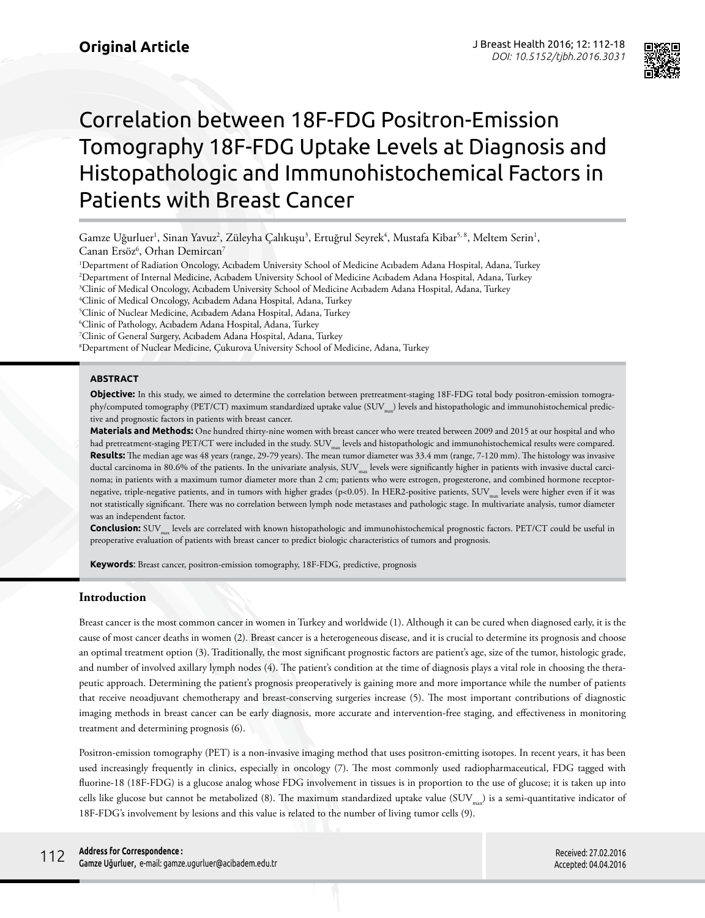Original Article

# Correlation between 18F-FDG Positron-Emission Tomography 18F-FDG Uptake Levels at Diagnosis and Histopathologic and Immunohistochemical Factors in Patients with Breast Cancer

Gamze Uğurluer[1], Sinan Yavuz[2], Züleyha Çalıkuşu[3], Ertuğrul Seyrek[4], Mustafa Kibar[5, 8], Meltem Serin[1], Canan Ersöz[6], Orhan Demircan[7]

[1]Department of Radiation Oncology, Acıbadem University School of Medicine Acıbadem Adana Hospital, Adana, Turkey
[2]Department of Internal Medicine, Acıbadem University School of Medicine Acıbadem Adana Hospital, Adana, Turkey
[3]Clinic of Medical Oncology, Acıbadem University School of Medicine Acıbadem Adana Hospital, Adana, Turkey
[4]Clinic of Medical Oncology, Acıbadem Adana Hospital, Adana, Turkey
[5]Clinic of Nuclear Medicine, Acıbadem Adana Hospital, Adana, Turkey
[6]Clinic of Pathology, Acıbadem Adana Hospital, Adana, Turkey
[7]Clinic of General Surgery, Acıbadem Adana Hospital, Adana, Turkey
[8]Department of Nuclear Medicine, Çukurova University School of Medicine, Adana, Turkey

## ABSTRACT

**Objective:** In this study, we aimed to determine the correlation between pretreatment-staging 18F-FDG total body positron-emission tomography/computed tomography (PET/CT) maximum standardized uptake value ($SUV_{max}$) levels and histopathologic and immunohistochemical predictive and prognostic factors in patients with breast cancer.

**Materials and Methods:** One hundred thirty-nine women with breast cancer who were treated between 2009 and 2015 at our hospital and who had pretreatment-staging PET/CT were included in the study. $SUV_{max}$ levels and histopathologic and immunohistochemical results were compared.

**Results:** The median age was 48 years (range, 29-79 years). The mean tumor diameter was 33.4 mm (range, 7-120 mm). The histology was invasive ductal carcinoma in 80.6% of the patients. In the univariate analysis, $SUV_{max}$ levels were significantly higher in patients with invasive ductal carcinoma; in patients with a maximum tumor diameter more than 2 cm; patients who were estrogen, progesterone, and combined hormone receptor-negative, triple-negative patients, and in tumors with higher grades ($p<0.05$). In HER2-positive patients, $SUV_{max}$ levels were higher even if it was not statistically significant. There was no correlation between lymph node metastases and pathologic stage. In multivariate analysis, tumor diameter was an independent factor.

**Conclusion:** $SUV_{max}$ levels are correlated with known histopathologic and immunohistochemical prognostic factors. PET/CT could be useful in preoperative evaluation of patients with breast cancer to predict biologic characteristics of tumors and prognosis.

**Keywords**: Breast cancer, positron-emission tomography, 18F-FDG, predictive, prognosis

## Introduction

Breast cancer is the most common cancer in women in Turkey and worldwide (1). Although it can be cured when diagnosed early, it is the cause of most cancer deaths in women (2). Breast cancer is a heterogeneous disease, and it is crucial to determine its prognosis and choose an optimal treatment option (3). Traditionally, the most significant prognostic factors are patient's age, size of the tumor, histologic grade, and number of involved axillary lymph nodes (4). The patient's condition at the time of diagnosis plays a vital role in choosing the therapeutic approach. Determining the patient's prognosis preoperatively is gaining more and more importance while the number of patients that receive neoadjuvant chemotherapy and breast-conserving surgeries increase (5). The most important contributions of diagnostic imaging methods in breast cancer can be early diagnosis, more accurate and intervention-free staging, and effectiveness in monitoring treatment and determining prognosis (6).

Positron-emission tomography (PET) is a non-invasive imaging method that uses positron-emitting isotopes. In recent years, it has been used increasingly frequently in clinics, especially in oncology (7). The most commonly used radiopharmaceutical, FDG tagged with fluorine-18 (18F-FDG) is a glucose analog whose FDG involvement in tissues is in proportion to the use of glucose; it is taken up into cells like glucose but cannot be metabolized (8). The maximum standardized uptake value ($SUV_{max}$) is a semi-quantitative indicator of 18F-FDG's involvement by lesions and this value is related to the number of living tumor cells (9).

**Address for Correspondence :**
Gamze Uğurluer, e-mail: gamze.ugurluer@acibadem.edu.tr

Received: 27.02.2016
Accepted: 04.04.2016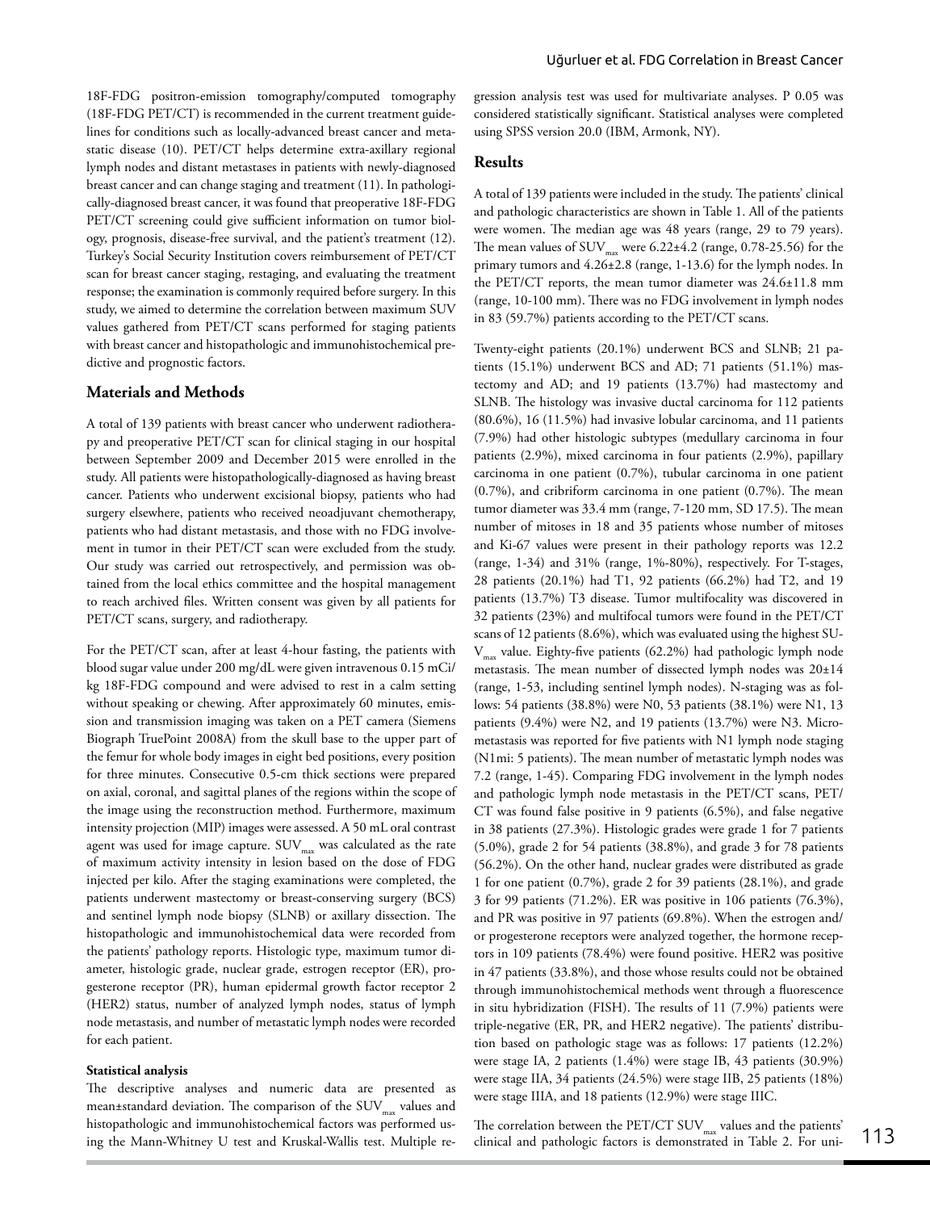18F-FDG positron-emission tomography/computed tomography (18F-FDG PET/CT) is recommended in the current treatment guidelines for conditions such as locally-advanced breast cancer and metastatic disease (10). PET/CT helps determine extra-axillary regional lymph nodes and distant metastases in patients with newly-diagnosed breast cancer and can change staging and treatment (11). In pathologically-diagnosed breast cancer, it was found that preoperative 18F-FDG PET/CT screening could give sufficient information on tumor biology, prognosis, disease-free survival, and the patient's treatment (12). Turkey's Social Security Institution covers reimbursement of PET/CT scan for breast cancer staging, restaging, and evaluating the treatment response; the examination is commonly required before surgery. In this study, we aimed to determine the correlation between maximum SUV values gathered from PET/CT scans performed for staging patients with breast cancer and histopathologic and immunohistochemical predictive and prognostic factors.

## Materials and Methods

A total of 139 patients with breast cancer who underwent radiotherapy and preoperative PET/CT scan for clinical staging in our hospital between September 2009 and December 2015 were enrolled in the study. All patients were histopathologically-diagnosed as having breast cancer. Patients who underwent excisional biopsy, patients who had surgery elsewhere, patients who received neoadjuvant chemotherapy, patients who had distant metastasis, and those with no FDG involvement in tumor in their PET/CT scan were excluded from the study. Our study was carried out retrospectively, and permission was obtained from the local ethics committee and the hospital management to reach archived files. Written consent was given by all patients for PET/CT scans, surgery, and radiotherapy.

For the PET/CT scan, after at least 4-hour fasting, the patients with blood sugar value under 200 mg/dL were given intravenous 0.15 mCi/kg 18F-FDG compound and were advised to rest in a calm setting without speaking or chewing. After approximately 60 minutes, emission and transmission imaging was taken on a PET camera (Siemens Biograph TruePoint 2008A) from the skull base to the upper part of the femur for whole body images in eight bed positions, every position for three minutes. Consecutive 0.5-cm thick sections were prepared on axial, coronal, and sagittal planes of the regions within the scope of the image using the reconstruction method. Furthermore, maximum intensity projection (MIP) images were assessed. A 50 mL oral contrast agent was used for image capture. $SUV_{max}$ was calculated as the rate of maximum activity intensity in lesion based on the dose of FDG injected per kilo. After the staging examinations were completed, the patients underwent mastectomy or breast-conserving surgery (BCS) and sentinel lymph node biopsy (SLNB) or axillary dissection. The histopathologic and immunohistochemical data were recorded from the patients' pathology reports. Histologic type, maximum tumor diameter, histologic grade, nuclear grade, estrogen receptor (ER), progesterone receptor (PR), human epidermal growth factor receptor 2 (HER2) status, number of analyzed lymph nodes, status of lymph node metastasis, and number of metastatic lymph nodes were recorded for each patient.

### Statistical analysis

The descriptive analyses and numeric data are presented as mean±standard deviation. The comparison of the $SUV_{max}$ values and histopathologic and immunohistochemical factors was performed using the Mann-Whitney U test and Kruskal-Wallis test. Multiple regression analysis test was used for multivariate analyses. P 0.05 was considered statistically significant. Statistical analyses were completed using SPSS version 20.0 (IBM, Armonk, NY).

## Results

A total of 139 patients were included in the study. The patients' clinical and pathologic characteristics are shown in Table 1. All of the patients were women. The median age was 48 years (range, 29 to 79 years). The mean values of $SUV_{max}$ were 6.22±4.2 (range, 0.78-25.56) for the primary tumors and 4.26±2.8 (range, 1-13.6) for the lymph nodes. In the PET/CT reports, the mean tumor diameter was 24.6±11.8 mm (range, 10-100 mm). There was no FDG involvement in lymph nodes in 83 (59.7%) patients according to the PET/CT scans.

Twenty-eight patients (20.1%) underwent BCS and SLNB; 21 patients (15.1%) underwent BCS and AD; 71 patients (51.1%) mastectomy and AD; and 19 patients (13.7%) had mastectomy and SLNB. The histology was invasive ductal carcinoma for 112 patients (80.6%), 16 (11.5%) had invasive lobular carcinoma, and 11 patients (7.9%) had other histologic subtypes (medullary carcinoma in four patients (2.9%), mixed carcinoma in four patients (2.9%), papillary carcinoma in one patient (0.7%), tubular carcinoma in one patient (0.7%), and cribriform carcinoma in one patient (0.7%). The mean tumor diameter was 33.4 mm (range, 7-120 mm, SD 17.5). The mean number of mitoses in 18 and 35 patients whose number of mitoses and Ki-67 values were present in their pathology reports was 12.2 (range, 1-34) and 31% (range, 1%-80%), respectively. For T-stages, 28 patients (20.1%) had T1, 92 patients (66.2%) had T2, and 19 patients (13.7%) T3 disease. Tumor multifocality was discovered in 32 patients (23%) and multifocal tumors were found in the PET/CT scans of 12 patients (8.6%), which was evaluated using the highest $SUV_{max}$ value. Eighty-five patients (62.2%) had pathologic lymph node metastasis. The mean number of dissected lymph nodes was 20±14 (range, 1-53, including sentinel lymph nodes). N-staging was as follows: 54 patients (38.8%) were N0, 53 patients (38.1%) were N1, 13 patients (9.4%) were N2, and 19 patients (13.7%) were N3. Micrometastasis was reported for five patients with N1 lymph node staging (N1mi: 5 patients). The mean number of metastatic lymph nodes was 7.2 (range, 1-45). Comparing FDG involvement in the lymph nodes and pathologic lymph node metastasis in the PET/CT scans, PET/CT was found false positive in 9 patients (6.5%), and false negative in 38 patients (27.3%). Histologic grades were grade 1 for 7 patients (5.0%), grade 2 for 54 patients (38.8%), and grade 3 for 78 patients (56.2%). On the other hand, nuclear grades were distributed as grade 1 for one patient (0.7%), grade 2 for 39 patients (28.1%), and grade 3 for 99 patients (71.2%). ER was positive in 106 patients (76.3%), and PR was positive in 97 patients (69.8%). When the estrogen and/or progesterone receptors were analyzed together, the hormone receptors in 109 patients (78.4%) were found positive. HER2 was positive in 47 patients (33.8%), and those whose results could not be obtained through immunohistochemical methods went through a fluorescence in situ hybridization (FISH). The results of 11 (7.9%) patients were triple-negative (ER, PR, and HER2 negative). The patients' distribution based on pathologic stage was as follows: 17 patients (12.2%) were stage IA, 2 patients (1.4%) were stage IB, 43 patients (30.9%) were stage IIA, 34 patients (24.5%) were stage IIB, 25 patients (18%) were stage IIIA, and 18 patients (12.9%) were stage IIIC.

The correlation between the PET/CT $SUV_{max}$ values and the patients' clinical and pathologic factors is demonstrated in Table 2. For uni-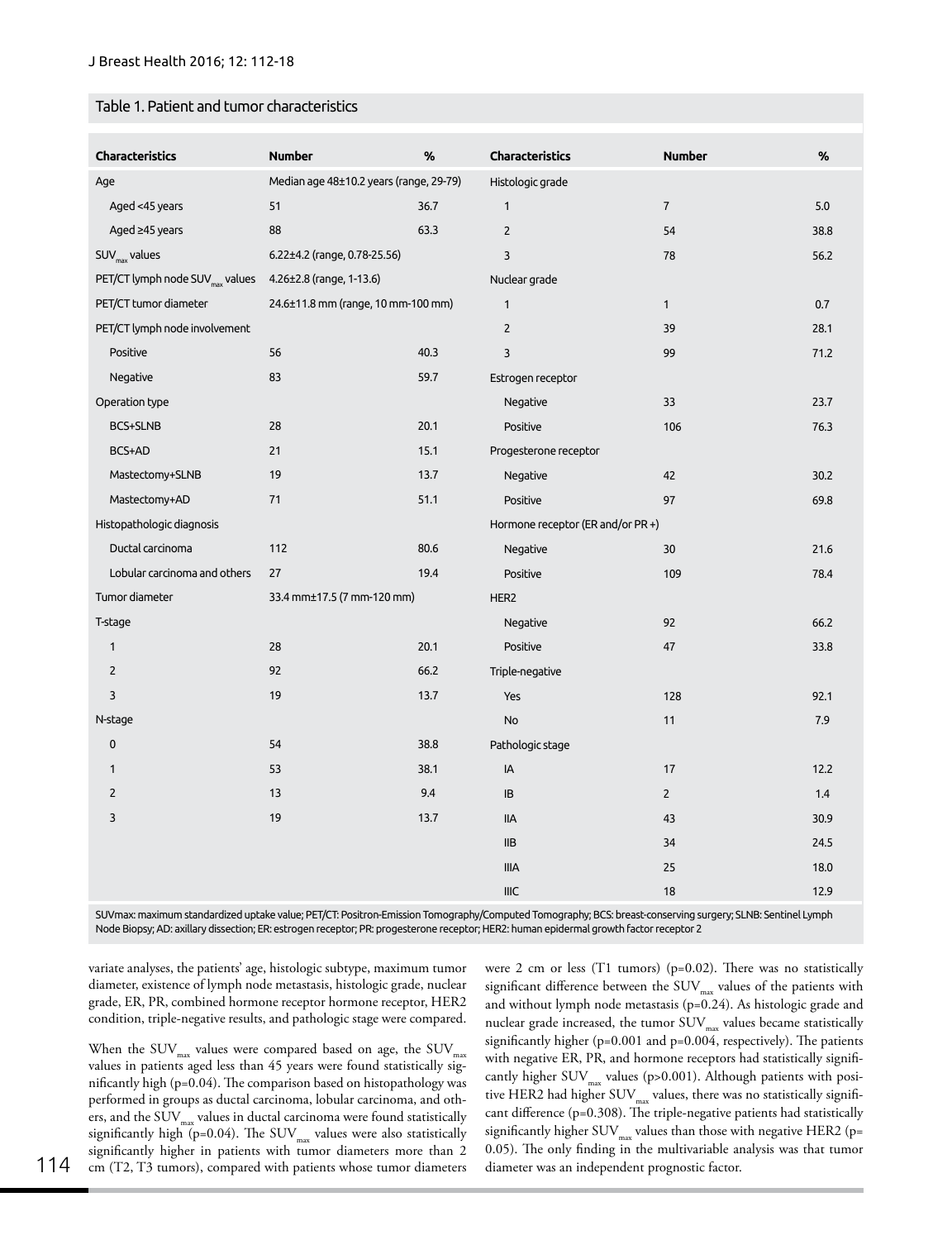Table 1. Patient and tumor characteristics

| Characteristics | Number | % | Characteristics | Number | % |
|---|---|---|---|---|---|
| Age | Median age 48±10.2 years (range, 29-79) | | Histologic grade | | |
| Aged <45 years | 51 | 36.7 | 1 | 7 | 5.0 |
| Aged ≥45 years | 88 | 63.3 | 2 | 54 | 38.8 |
| $SUV_{max}$ values | 6.22±4.2 (range, 0.78-25.56) | | 3 | 78 | 56.2 |
| PET/CT lymph node $SUV_{max}$ values | 4.26±2.8 (range, 1-13.6) | | Nuclear grade | | |
| PET/CT tumor diameter | 24.6±11.8 mm (range, 10 mm-100 mm) | | 1 | 1 | 0.7 |
| PET/CT lymph node involvement | | | 2 | 39 | 28.1 |
| Positive | 56 | 40.3 | 3 | 99 | 71.2 |
| Negative | 83 | 59.7 | Estrogen receptor | | |
| Operation type | | | Negative | 33 | 23.7 |
| BCS+SLNB | 28 | 20.1 | Positive | 106 | 76.3 |
| BCS+AD | 21 | 15.1 | Progesterone receptor | | |
| Mastectomy+SLNB | 19 | 13.7 | Negative | 42 | 30.2 |
| Mastectomy+AD | 71 | 51.1 | Positive | 97 | 69.8 |
| Histopathologic diagnosis | | | Hormone receptor (ER and/or PR +) | | |
| Ductal carcinoma | 112 | 80.6 | Negative | 30 | 21.6 |
| Lobular carcinoma and others | 27 | 19.4 | Positive | 109 | 78.4 |
| Tumor diameter | 33.4 mm±17.5 (7 mm-120 mm) | | HER2 | | |
| T-stage | | | Negative | 92 | 66.2 |
| 1 | 28 | 20.1 | Positive | 47 | 33.8 |
| 2 | 92 | 66.2 | Triple-negative | | |
| 3 | 19 | 13.7 | Yes | 128 | 92.1 |
| N-stage | | | No | 11 | 7.9 |
| 0 | 54 | 38.8 | Pathologic stage | | |
| 1 | 53 | 38.1 | IA | 17 | 12.2 |
| 2 | 13 | 9.4 | IB | 2 | 1.4 |
| 3 | 19 | 13.7 | IIA | 43 | 30.9 |
| | | | IIB | 34 | 24.5 |
| | | | IIIA | 25 | 18.0 |
| | | | IIIC | 18 | 12.9 |

SUVmax: maximum standardized uptake value; PET/CT: Positron-Emission Tomography/Computed Tomography; BCS: breast-conserving surgery; SLNB: Sentinel Lymph Node Biopsy; AD: axillary dissection; ER: estrogen receptor; PR: progesterone receptor; HER2: human epidermal growth factor receptor 2

variate analyses, the patients' age, histologic subtype, maximum tumor diameter, existence of lymph node metastasis, histologic grade, nuclear grade, ER, PR, combined hormone receptor hormone receptor, HER2 condition, triple-negative results, and pathologic stage were compared.

When the $SUV_{max}$ values were compared based on age, the $SUV_{max}$ values in patients aged less than 45 years were found statistically significantly high (p=0.04). The comparison based on histopathology was performed in groups as ductal carcinoma, lobular carcinoma, and others, and the $SUV_{max}$ values in ductal carcinoma were found statistically significantly high (p=0.04). The $SUV_{max}$ values were also statistically significantly higher in patients with tumor diameters more than 2 cm (T2, T3 tumors), compared with patients whose tumor diameters were 2 cm or less (T1 tumors) (p=0.02). There was no statistically significant difference between the $SUV_{max}$ values of the patients with and without lymph node metastasis (p=0.24). As histologic grade and nuclear grade increased, the tumor $SUV_{max}$ values became statistically significantly higher (p=0.001 and p=0.004, respectively). The patients with negative ER, PR, and hormone receptors had statistically significantly higher $SUV_{max}$ values (p>0.001). Although patients with positive HER2 had higher $SUV_{max}$ values, there was no statistically significant difference (p=0.308). The triple-negative patients had statistically significantly higher $SUV_{max}$ values than those with negative HER2 (p= 0.05). The only finding in the multivariable analysis was that tumor diameter was an independent prognostic factor.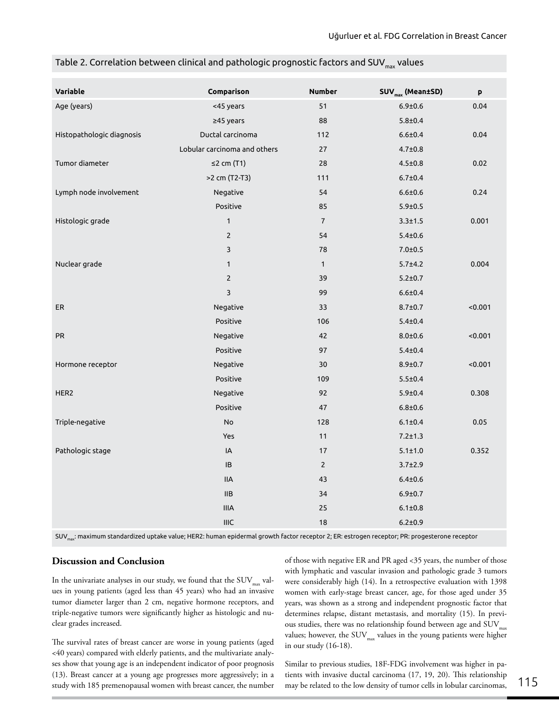Table 2. Correlation between clinical and pathologic prognostic factors and $SUV_{max}$ values

| Variable | Comparison | Number | $SUV_{max}$ (Mean±SD) | p |
|---|---|---|---|---|
| Age (years) | <45 years | 51 | 6.9±0.6 | 0.04 |
| | ≥45 years | 88 | 5.8±0.4 | |
| Histopathologic diagnosis | Ductal carcinoma | 112 | 6.6±0.4 | 0.04 |
| | Lobular carcinoma and others | 27 | 4.7±0.8 | |
| Tumor diameter | ≤2 cm (T1) | 28 | 4.5±0.8 | 0.02 |
| | >2 cm (T2-T3) | 111 | 6.7±0.4 | |
| Lymph node involvement | Negative | 54 | 6.6±0.6 | 0.24 |
| | Positive | 85 | 5.9±0.5 | |
| Histologic grade | 1 | 7 | 3.3±1.5 | 0.001 |
| | 2 | 54 | 5.4±0.6 | |
| | 3 | 78 | 7.0±0.5 | |
| Nuclear grade | 1 | 1 | 5.7±4.2 | 0.004 |
| | 2 | 39 | 5.2±0.7 | |
| | 3 | 99 | 6.6±0.4 | |
| ER | Negative | 33 | 8.7±0.7 | <0.001 |
| | Positive | 106 | 5.4±0.4 | |
| PR | Negative | 42 | 8.0±0.6 | <0.001 |
| | Positive | 97 | 5.4±0.4 | |
| Hormone receptor | Negative | 30 | 8.9±0.7 | <0.001 |
| | Positive | 109 | 5.5±0.4 | |
| HER2 | Negative | 92 | 5.9±0.4 | 0.308 |
| | Positive | 47 | 6.8±0.6 | |
| Triple-negative | No | 128 | 6.1±0.4 | 0.05 |
| | Yes | 11 | 7.2±1.3 | |
| Pathologic stage | IA | 17 | 5.1±1.0 | 0.352 |
| | IB | 2 | 3.7±2.9 | |
| | IIA | 43 | 6.4±0.6 | |
| | IIB | 34 | 6.9±0.7 | |
| | IIIA | 25 | 6.1±0.8 | |
| | IIIC | 18 | 6.2±0.9 | |

$SUV_{max}$: maximum standardized uptake value; HER2: human epidermal growth factor receptor 2; ER: estrogen receptor; PR: progesterone receptor

## Discussion and Conclusion

In the univariate analyses in our study, we found that the $SUV_{max}$ values in young patients (aged less than 45 years) who had an invasive tumor diameter larger than 2 cm, negative hormone receptors, and triple-negative tumors were significantly higher as histologic and nuclear grades increased.

The survival rates of breast cancer are worse in young patients (aged <40 years) compared with elderly patients, and the multivariate analyses show that young age is an independent indicator of poor prognosis (13). Breast cancer at a young age progresses more aggressively; in a study with 185 premenopausal women with breast cancer, the number of those with negative ER and PR aged <35 years, the number of those with lymphatic and vascular invasion and pathologic grade 3 tumors were considerably high (14). In a retrospective evaluation with 1398 women with early-stage breast cancer, age, for those aged under 35 years, was shown as a strong and independent prognostic factor that determines relapse, distant metastasis, and mortality (15). In previous studies, there was no relationship found between age and $SUV_{max}$ values; however, the $SUV_{max}$ values in the young patients were higher in our study (16-18).

Similar to previous studies, 18F-FDG involvement was higher in patients with invasive ductal carcinoma (17, 19, 20). This relationship may be related to the low density of tumor cells in lobular carcinomas,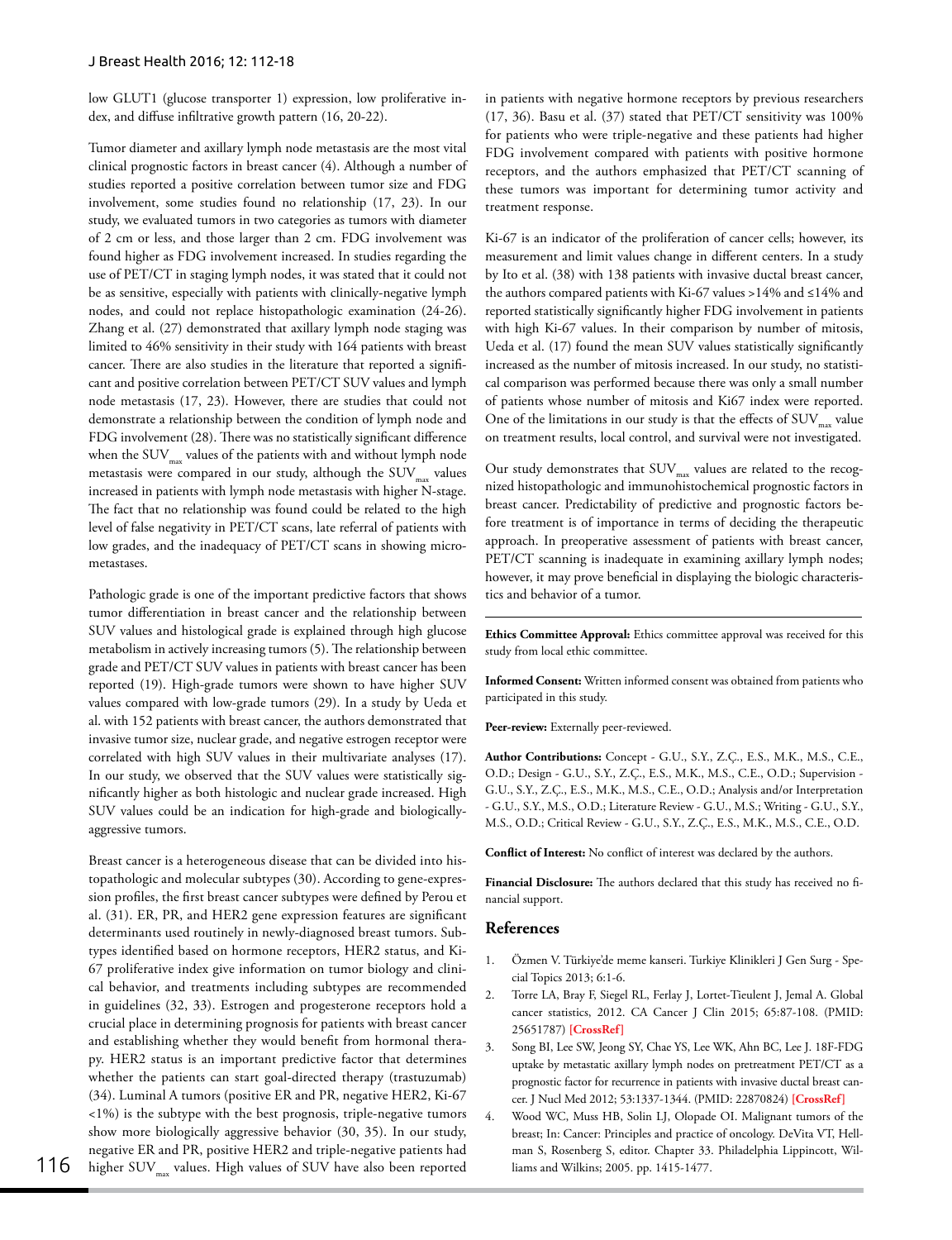low GLUT1 (glucose transporter 1) expression, low proliferative index, and diffuse infiltrative growth pattern (16, 20-22).

Tumor diameter and axillary lymph node metastasis are the most vital clinical prognostic factors in breast cancer (4). Although a number of studies reported a positive correlation between tumor size and FDG involvement, some studies found no relationship (17, 23). In our study, we evaluated tumors in two categories as tumors with diameter of 2 cm or less, and those larger than 2 cm. FDG involvement was found higher as FDG involvement increased. In studies regarding the use of PET/CT in staging lymph nodes, it was stated that it could not be as sensitive, especially with patients with clinically-negative lymph nodes, and could not replace histopathologic examination (24-26). Zhang et al. (27) demonstrated that axillary lymph node staging was limited to 46% sensitivity in their study with 164 patients with breast cancer. There are also studies in the literature that reported a significant and positive correlation between PET/CT SUV values and lymph node metastasis (17, 23). However, there are studies that could not demonstrate a relationship between the condition of lymph node and FDG involvement (28). There was no statistically significant difference when the $SUV_{max}$ values of the patients with and without lymph node metastasis were compared in our study, although the $SUV_{max}$ values increased in patients with lymph node metastasis with higher N-stage. The fact that no relationship was found could be related to the high level of false negativity in PET/CT scans, late referral of patients with low grades, and the inadequacy of PET/CT scans in showing micrometastases.

Pathologic grade is one of the important predictive factors that shows tumor differentiation in breast cancer and the relationship between SUV values and histological grade is explained through high glucose metabolism in actively increasing tumors (5). The relationship between grade and PET/CT SUV values in patients with breast cancer has been reported (19). High-grade tumors were shown to have higher SUV values compared with low-grade tumors (29). In a study by Ueda et al. with 152 patients with breast cancer, the authors demonstrated that invasive tumor size, nuclear grade, and negative estrogen receptor were correlated with high SUV values in their multivariate analyses (17). In our study, we observed that the SUV values were statistically significantly higher as both histologic and nuclear grade increased. High SUV values could be an indication for high-grade and biologically-aggressive tumors.

Breast cancer is a heterogeneous disease that can be divided into histopathologic and molecular subtypes (30). According to gene-expression profiles, the first breast cancer subtypes were defined by Perou et al. (31). ER, PR, and HER2 gene expression features are significant determinants used routinely in newly-diagnosed breast tumors. Subtypes identified based on hormone receptors, HER2 status, and Ki-67 proliferative index give information on tumor biology and clinical behavior, and treatments including subtypes are recommended in guidelines (32, 33). Estrogen and progesterone receptors hold a crucial place in determining prognosis for patients with breast cancer and establishing whether they would benefit from hormonal therapy. HER2 status is an important predictive factor that determines whether the patients can start goal-directed therapy (trastuzumab) (34). Luminal A tumors (positive ER and PR, negative HER2, Ki-67 <1%) is the subtype with the best prognosis, triple-negative tumors show more biologically aggressive behavior (30, 35). In our study, negative ER and PR, positive HER2 and triple-negative patients had higher $SUV_{max}$ values. High values of SUV have also been reported in patients with negative hormone receptors by previous researchers (17, 36). Basu et al. (37) stated that PET/CT sensitivity was 100% for patients who were triple-negative and these patients had higher FDG involvement compared with patients with positive hormone receptors, and the authors emphasized that PET/CT scanning of these tumors was important for determining tumor activity and treatment response.

Ki-67 is an indicator of the proliferation of cancer cells; however, its measurement and limit values change in different centers. In a study by Ito et al. (38) with 138 patients with invasive ductal breast cancer, the authors compared patients with Ki-67 values >14% and ≤14% and reported statistically significantly higher FDG involvement in patients with high Ki-67 values. In their comparison by number of mitosis, Ueda et al. (17) found the mean SUV values statistically significantly increased as the number of mitosis increased. In our study, no statistical comparison was performed because there was only a small number of patients whose number of mitosis and Ki67 index were reported. One of the limitations in our study is that the effects of $SUV_{max}$ value on treatment results, local control, and survival were not investigated.

Our study demonstrates that $SUV_{max}$ values are related to the recognized histopathologic and immunohistochemical prognostic factors in breast cancer. Predictability of predictive and prognostic factors before treatment is of importance in terms of deciding the therapeutic approach. In preoperative assessment of patients with breast cancer, PET/CT scanning is inadequate in examining axillary lymph nodes; however, it may prove beneficial in displaying the biologic characteristics and behavior of a tumor.

**Ethics Committee Approval:** Ethics committee approval was received for this study from local ethic committee.

**Informed Consent:** Written informed consent was obtained from patients who participated in this study.

**Peer-review:** Externally peer-reviewed.

**Author Contributions:** Concept - G.U., S.Y., Z.Ç., E.S., M.K., M.S., C.E., O.D.; Design - G.U., S.Y., Z.Ç., E.S., M.K., M.S., C.E., O.D.; Supervision - G.U., S.Y., Z.Ç., E.S., M.K., M.S., C.E., O.D.; Analysis and/or Interpretation - G.U., S.Y., M.S., O.D.; Literature Review - G.U., M.S.; Writing - G.U., S.Y., M.S., O.D.; Critical Review - G.U., S.Y., Z.Ç., E.S., M.K., M.S., C.E., O.D.

**Conflict of Interest:** No conflict of interest was declared by the authors.

**Financial Disclosure:** The authors declared that this study has received no financial support.

## References

1. Özmen V. Türkiye'de meme kanseri. Turkiye Klinikleri J Gen Surg - Special Topics 2013; 6:1-6.
2. Torre LA, Bray F, Siegel RL, Ferlay J, Lortet-Tieulent J, Jemal A. Global cancer statistics, 2012. CA Cancer J Clin 2015; 65:87-108. (PMID: 25651787) **[CrossRef]**
3. Song BI, Lee SW, Jeong SY, Chae YS, Lee WK, Ahn BC, Lee J. 18F-FDG uptake by metastatic axillary lymph nodes on pretreatment PET/CT as a prognostic factor for recurrence in patients with invasive ductal breast cancer. J Nucl Med 2012; 53:1337-1344. (PMID: 22870824) **[CrossRef]**
4. Wood WC, Muss HB, Solin LJ, Olopade OI. Malignant tumors of the breast; In: Cancer: Principles and practice of oncology. DeVita VT, Hellman S, Rosenberg S, editor. Chapter 33. Philadelphia Lippincott, Williams and Wilkins; 2005. pp. 1415-1477.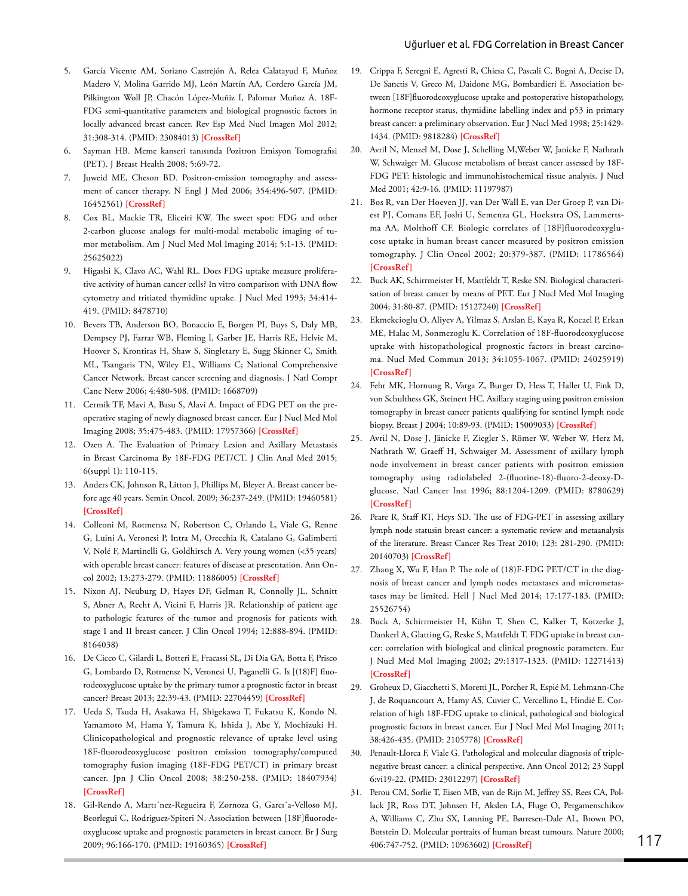5. García Vicente AM, Soriano Castrejón A, Relea Calatayud F, Muñoz Madero V, Molina Garrido MJ, León Martín AA, Cordero García JM, Pilkington Woll JP, Chacón López-Muñiz I, Palomar Muñoz A. 18F-FDG semi-quantitative parameters and biological prognostic factors in locally advanced breast cancer. Rev Esp Med Nucl Imagen Mol 2012; 31:308-314. (PMID: 23084013) [CrossRef]
6. Sayman HB. Meme kanseri tanısında Pozitron Emisyon Tomografisi (PET). J Breast Health 2008; 5:69-72.
7. Juweid ME, Cheson BD. Positron-emission tomography and assessment of cancer therapy. N Engl J Med 2006; 354:496-507. (PMID: 16452561) [CrossRef]
8. Cox BL, Mackie TR, Eliceiri KW. The sweet spot: FDG and other 2-carbon glucose analogs for multi-modal metabolic imaging of tumor metabolism. Am J Nucl Med Mol Imaging 2014; 5:1-13. (PMID: 25625022)
9. Higashi K, Clavo AC, Wahl RL. Does FDG uptake measure proliferative activity of human cancer cells? In vitro comparison with DNA flow cytometry and tritiated thymidine uptake. J Nucl Med 1993; 34:414-419. (PMID: 8478710)
10. Bevers TB, Anderson BO, Bonaccio E, Borgen PI, Buys S, Daly MB, Dempsey PJ, Farrar WB, Fleming I, Garber JE, Harris RE, Helvie M, Hoover S, Krontiras H, Shaw S, Singletary E, Sugg Skinner C, Smith ML, Tsangaris TN, Wiley EL, Williams C; National Comprehensive Cancer Network. Breast cancer screening and diagnosis. J Natl Compr Canc Netw 2006; 4:480-508. (PMID: 1668709)
11. Cermik TF, Mavi A, Basu S, Alavi A. Impact of FDG PET on the preoperative staging of newly diagnosed breast cancer. Eur J Nucl Med Mol Imaging 2008; 35:475-483. (PMID: 17957366) [CrossRef]
12. Ozen A. The Evaluation of Primary Lesion and Axillary Metastasis in Breast Carcinoma By 18F-FDG PET/CT. J Clin Anal Med 2015; 6(suppl 1): 110-115.
13. Anders CK, Johnson R, Litton J, Phillips M, Bleyer A. Breast cancer before age 40 years. Semin Oncol. 2009; 36:237-249. (PMID: 19460581) [CrossRef]
14. Colleoni M, Rotmensz N, Robertson C, Orlando L, Viale G, Renne G, Luini A, Veronesi P, Intra M, Orecchia R, Catalano G, Galimberti V, Nolé F, Martinelli G, Goldhirsch A. Very young women (<35 years) with operable breast cancer: features of disease at presentation. Ann Oncol 2002; 13:273-279. (PMID: 11886005) [CrossRef]
15. Nixon AJ, Neuburg D, Hayes DF, Gelman R, Connolly JL, Schnitt S, Abner A, Recht A, Vicini F, Harris JR. Relationship of patient age to pathologic features of the tumor and prognosis for patients with stage I and II breast cancer. J Clin Oncol 1994; 12:888-894. (PMID: 8164038)
16. De Cicco C, Gilardi L, Botteri E, Fracassi SL, Di Dia GA, Botta F, Prisco G, Lombardo D, Rotmensz N, Veronesi U, Paganelli G. Is [(18)F] fluorodeoxyglucose uptake by the primary tumor a prognostic factor in breast cancer? Breast 2013; 22:39-43. (PMID: 22704459) [CrossRef]
17. Ueda S, Tsuda H, Asakawa H, Shigekawa T, Fukatsu K, Kondo N, Yamamoto M, Hama Y, Tamura K, Ishida J, Abe Y, Mochizuki H. Clinicopathological and prognostic relevance of uptake level using 18F-fluorodeoxyglucose positron emission tomography/computed tomography fusion imaging (18F-FDG PET/CT) in primary breast cancer. Jpn J Clin Oncol 2008; 38:250-258. (PMID: 18407934) [CrossRef]
18. Gil-Rendo A, Martı´nez-Regueira F, Zornoza G, Garcı´a-Velloso MJ, Beorlegui C, Rodriguez-Spiteri N. Association between [18F]fluorodeoxyglucose uptake and prognostic parameters in breast cancer. Br J Surg 2009; 96:166-170. (PMID: 19160365) [CrossRef]
19. Crippa F, Seregni E, Agresti R, Chiesa C, Pascali C, Bogni A, Decise D, De Sanctis V, Greco M, Daidone MG, Bombardieri E. Association between [18F]fluorodeoxyglucose uptake and postoperative histopathology, hormone receptor status, thymidine labelling index and p53 in primary breast cancer: a preliminary observation. Eur J Nucl Med 1998; 25:1429-1434. (PMID: 9818284) [CrossRef]
20. Avril N, Menzel M, Dose J, Schelling M,Weber W, Janicke F, Nathrath W, Schwaiger M. Glucose metabolism of breast cancer assessed by 18F-FDG PET: histologic and immunohistochemical tissue analysis. J Nucl Med 2001; 42:9-16. (PMID: 11197987)
21. Bos R, van Der Hoeven JJ, van Der Wall E, van Der Groep P, van Diest PJ, Comans EF, Joshi U, Semenza GL, Hoekstra OS, Lammertsma AA, Molthoff CF. Biologic correlates of [18F]fluorodeoxyglucose uptake in human breast cancer measured by positron emission tomography. J Clin Oncol 2002; 20:379-387. (PMID: 11786564) [CrossRef]
22. Buck AK, Schirrmeister H, Mattfeldt T, Reske SN. Biological characterisation of breast cancer by means of PET. Eur J Nucl Med Mol Imaging 2004; 31:80-87. (PMID: 15127240) [CrossRef]
23. Ekmekcioglu O, Aliyev A, Yilmaz S, Arslan E, Kaya R, Kocael P, Erkan ME, Halac M, Sonmezoglu K. Correlation of 18F-fluorodeoxyglucose uptake with histopathological prognostic factors in breast carcinoma. Nucl Med Commun 2013; 34:1055-1067. (PMID: 24025919) [CrossRef]
24. Fehr MK, Hornung R, Varga Z, Burger D, Hess T, Haller U, Fink D, von Schulthess GK, Steinert HC. Axillary staging using positron emission tomography in breast cancer patients qualifying for sentinel lymph node biopsy. Breast J 2004; 10:89-93. (PMID: 15009033) [CrossRef]
25. Avril N, Dose J, Jänicke F, Ziegler S, Römer W, Weber W, Herz M, Nathrath W, Graeff H, Schwaiger M. Assessment of axillary lymph node involvement in breast cancer patients with positron emission tomography using radiolabeled 2-(fluorine-18)-fluoro-2-deoxy-D-glucose. Natl Cancer Inst 1996; 88:1204-1209. (PMID: 8780629) [CrossRef]
26. Peare R, Staff RT, Heys SD. The use of FDG-PET in assessing axillary lymph node statusin breast cancer: a systematic review and metaanalysis of the literature. Breast Cancer Res Treat 2010; 123: 281-290. (PMID: 20140703) [CrossRef]
27. Zhang X, Wu F, Han P. The role of (18)F-FDG PET/CT in the diagnosis of breast cancer and lymph nodes metastases and micrometastases may be limited. Hell J Nucl Med 2014; 17:177-183. (PMID: 25526754)
28. Buck A, Schirrmeister H, Kühn T, Shen C, Kalker T, Kotzerke J, Dankerl A, Glatting G, Reske S, Mattfeldt T. FDG uptake in breast cancer: correlation with biological and clinical prognostic parameters. Eur J Nucl Med Mol Imaging 2002; 29:1317-1323. (PMID: 12271413) [CrossRef]
29. Groheux D, Giacchetti S, Moretti JL, Porcher R, Espié M, Lehmann-Che J, de Roquancourt A, Hamy AS, Cuvier C, Vercellino L, Hindié E. Correlation of high 18F-FDG uptake to clinical, pathological and biological prognostic factors in breast cancer. Eur J Nucl Med Mol Imaging 2011; 38:426-435. (PMID: 2105778) [CrossRef]
30. Penault-Llorca F, Viale G. Pathological and molecular diagnosis of triple-negative breast cancer: a clinical perspective. Ann Oncol 2012; 23 Suppl 6:vi19-22. (PMID: 23012297) [CrossRef]
31. Perou CM, Sorlie T, Eisen MB, van de Rijn M, Jeffrey SS, Rees CA, Pollack JR, Ross DT, Johnsen H, Akslen LA, Fluge O, Pergamenschikov A, Williams C, Zhu SX, Lønning PE, Børresen-Dale AL, Brown PO, Botstein D. Molecular portraits of human breast tumours. Nature 2000; 406:747-752. (PMID: 10963602) [CrossRef]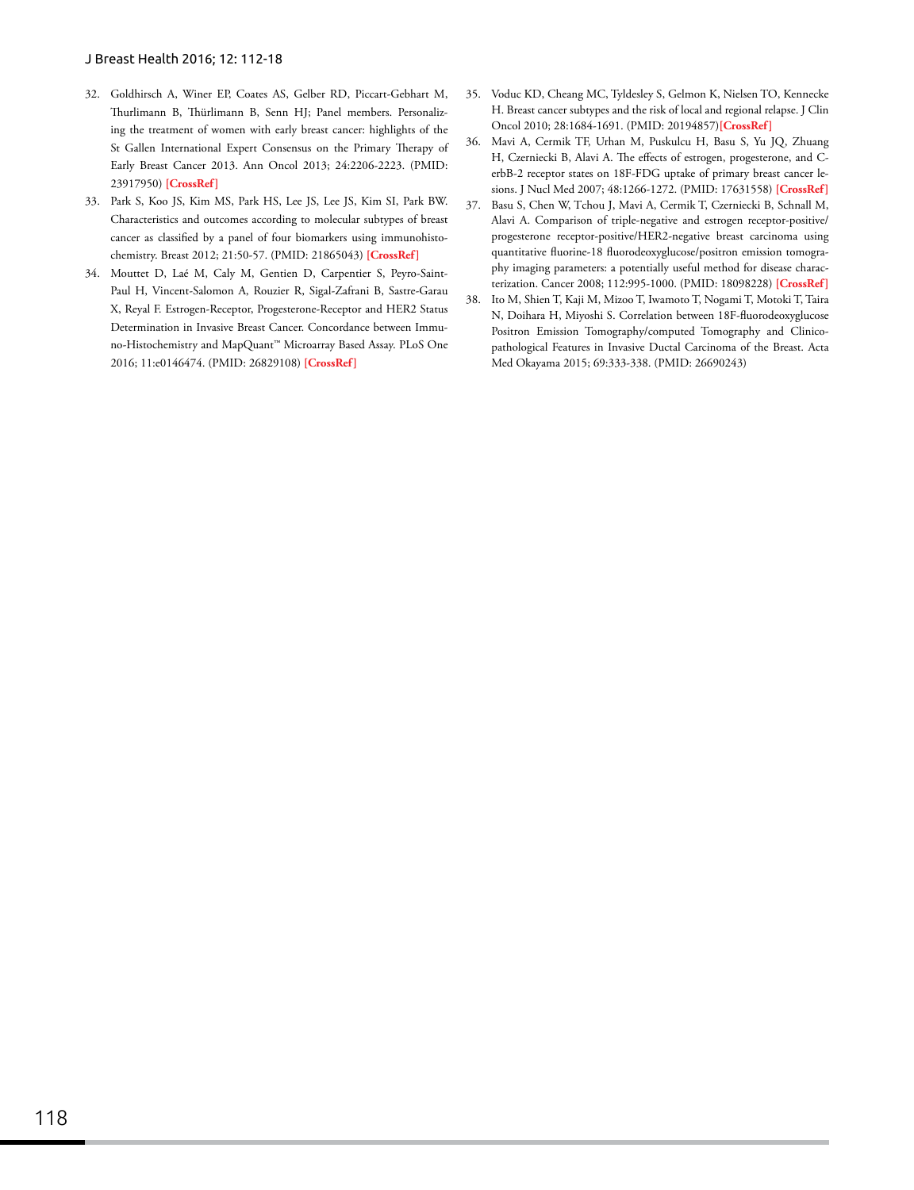32. Goldhirsch A, Winer EP, Coates AS, Gelber RD, Piccart-Gebhart M, Thurlimann B, Thürlimann B, Senn HJ; Panel members. Personalizing the treatment of women with early breast cancer: highlights of the St Gallen International Expert Consensus on the Primary Therapy of Early Breast Cancer 2013. Ann Oncol 2013; 24:2206-2223. (PMID: 23917950) **[CrossRef]**
33. Park S, Koo JS, Kim MS, Park HS, Lee JS, Lee JS, Kim SI, Park BW. Characteristics and outcomes according to molecular subtypes of breast cancer as classified by a panel of four biomarkers using immunohistochemistry. Breast 2012; 21:50-57. (PMID: 21865043) **[CrossRef]**
34. Mouttet D, Laé M, Caly M, Gentien D, Carpentier S, Peyro-Saint-Paul H, Vincent-Salomon A, Rouzier R, Sigal-Zafrani B, Sastre-Garau X, Reyal F. Estrogen-Receptor, Progesterone-Receptor and HER2 Status Determination in Invasive Breast Cancer. Concordance between Immuno-Histochemistry and MapQuant™ Microarray Based Assay. PLoS One 2016; 11:e0146474. (PMID: 26829108) **[CrossRef]**
35. Voduc KD, Cheang MC, Tyldesley S, Gelmon K, Nielsen TO, Kennecke H. Breast cancer subtypes and the risk of local and regional relapse. J Clin Oncol 2010; 28:1684-1691. (PMID: 20194857)**[CrossRef]**
36. Mavi A, Cermik TF, Urhan M, Puskulcu H, Basu S, Yu JQ, Zhuang H, Czerniecki B, Alavi A. The effects of estrogen, progesterone, and C-erbB-2 receptor states on 18F-FDG uptake of primary breast cancer lesions. J Nucl Med 2007; 48:1266-1272. (PMID: 17631558) **[CrossRef]**
37. Basu S, Chen W, Tchou J, Mavi A, Cermik T, Czerniecki B, Schnall M, Alavi A. Comparison of triple-negative and estrogen receptor-positive/progesterone receptor-positive/HER2-negative breast carcinoma using quantitative fluorine-18 fluorodeoxyglucose/positron emission tomography imaging parameters: a potentially useful method for disease characterization. Cancer 2008; 112:995-1000. (PMID: 18098228) **[CrossRef]**
38. Ito M, Shien T, Kaji M, Mizoo T, Iwamoto T, Nogami T, Motoki T, Taira N, Doihara H, Miyoshi S. Correlation between 18F-fluorodeoxyglucose Positron Emission Tomography/computed Tomography and Clinicopathological Features in Invasive Ductal Carcinoma of the Breast. Acta Med Okayama 2015; 69:333-338. (PMID: 26690243)